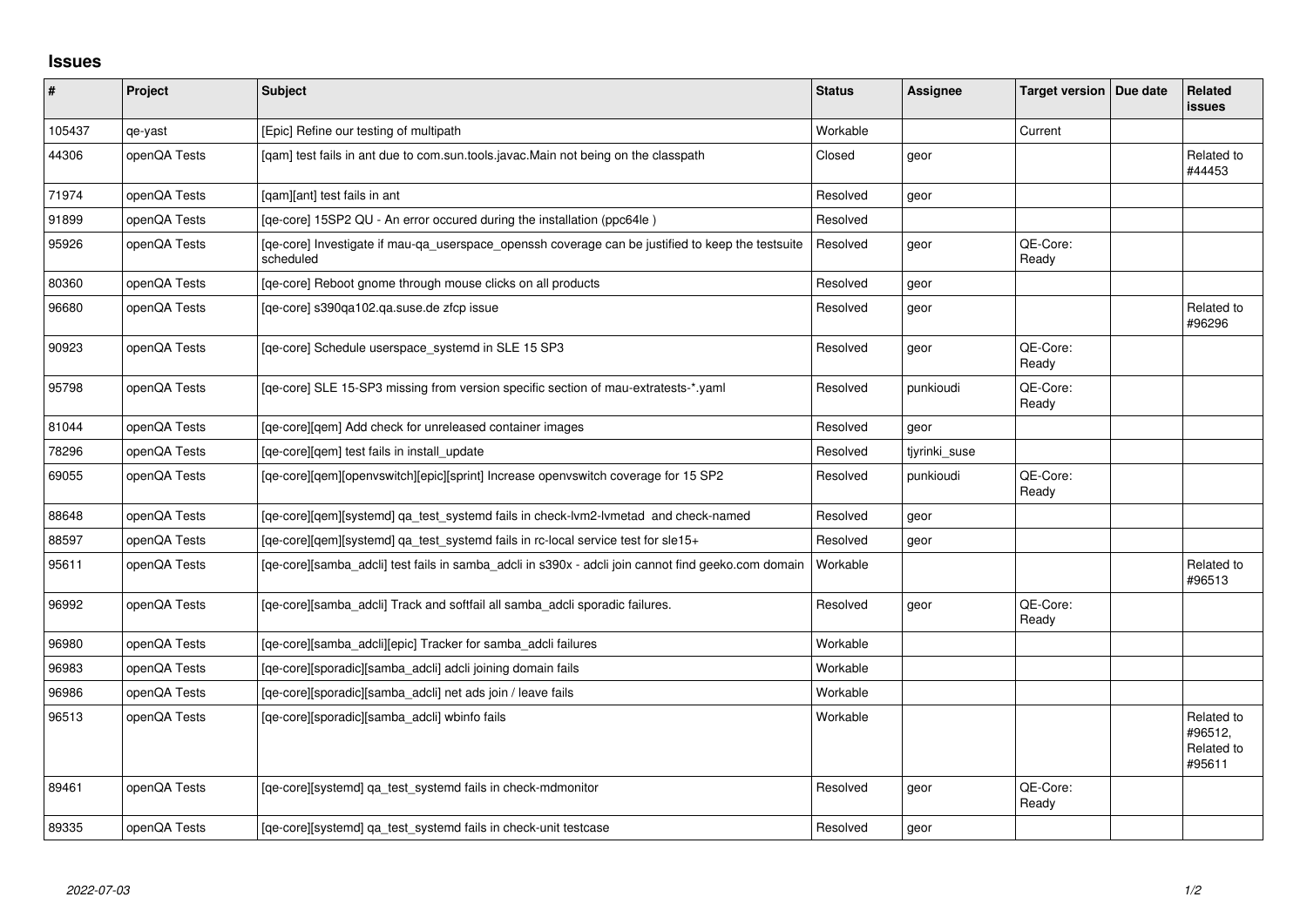## Issues

| # | Project | Subject | Status | Assignee | Target version | Due date | Related issues |
|---|---|---|---|---|---|---|---|
| 105437 | qe-yast | [Epic] Refine our testing of multipath | Workable | | Current | | |
| 44306 | openQA Tests | [qam] test fails in ant due to com.sun.tools.javac.Main not being on the classpath | Closed | geor | | | Related to #44453 |
| 71974 | openQA Tests | [qam][ant] test fails in ant | Resolved | geor | | | |
| 91899 | openQA Tests | [qe-core] 15SP2 QU - An error occured during the installation (ppc64le ) | Resolved | | | | |
| 95926 | openQA Tests | [qe-core] Investigate if mau-qa_userspace_openssh coverage can be justified to keep the testsuite scheduled | Resolved | geor | QE-Core: Ready | | |
| 80360 | openQA Tests | [qe-core] Reboot gnome through mouse clicks on all products | Resolved | geor | | | |
| 96680 | openQA Tests | [qe-core] s390qa102.qa.suse.de zfcp issue | Resolved | geor | | | Related to #96296 |
| 90923 | openQA Tests | [qe-core] Schedule userspace_systemd in SLE 15 SP3 | Resolved | geor | QE-Core: Ready | | |
| 95798 | openQA Tests | [qe-core] SLE 15-SP3 missing from version specific section of mau-extratests-*.yaml | Resolved | punkioudi | QE-Core: Ready | | |
| 81044 | openQA Tests | [qe-core][qem] Add check for unreleased container images | Resolved | geor | | | |
| 78296 | openQA Tests | [qe-core][qem] test fails in install_update | Resolved | tjyrinki_suse | | | |
| 69055 | openQA Tests | [qe-core][qem][openvswitch][epic][sprint] Increase openvswitch coverage for 15 SP2 | Resolved | punkioudi | QE-Core: Ready | | |
| 88648 | openQA Tests | [qe-core][qem][systemd] qa_test_systemd fails in check-lvm2-lvmetad and check-named | Resolved | geor | | | |
| 88597 | openQA Tests | [qe-core][qem][systemd] qa_test_systemd fails in rc-local service test for sle15+ | Resolved | geor | | | |
| 95611 | openQA Tests | [qe-core][samba_adcli] test fails in samba_adcli in s390x - adcli join cannot find geeko.com domain | Workable | | | | Related to #96513 |
| 96992 | openQA Tests | [qe-core][samba_adcli] Track and softfail all samba_adcli sporadic failures. | Resolved | geor | QE-Core: Ready | | |
| 96980 | openQA Tests | [qe-core][samba_adcli][epic] Tracker for samba_adcli failures | Workable | | | | |
| 96983 | openQA Tests | [qe-core][sporadic][samba_adcli] adcli joining domain fails | Workable | | | | |
| 96986 | openQA Tests | [qe-core][sporadic][samba_adcli] net ads join / leave fails | Workable | | | | |
| 96513 | openQA Tests | [qe-core][sporadic][samba_adcli] wbinfo fails | Workable | | | | Related to #96512, Related to #95611 |
| 89461 | openQA Tests | [qe-core][systemd] qa_test_systemd fails in check-mdmonitor | Resolved | geor | QE-Core: Ready | | |
| 89335 | openQA Tests | [qe-core][systemd] qa_test_systemd fails in check-unit testcase | Resolved | geor | | | |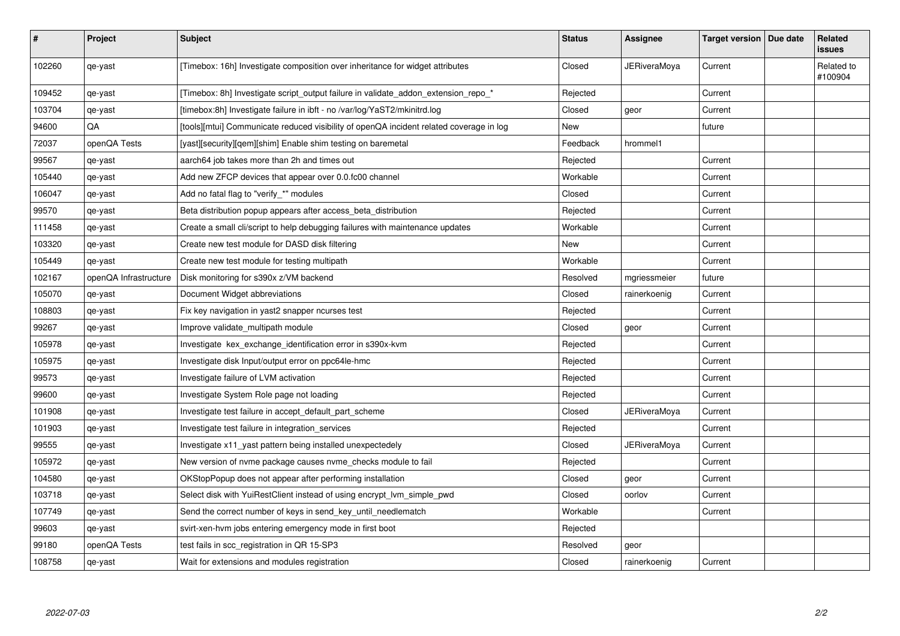| # | Project | Subject | Status | Assignee | Target version | Due date | Related issues |
|---|---|---|---|---|---|---|---|
| 102260 | qe-yast | [Timebox: 16h] Investigate composition over inheritance for widget attributes | Closed | JERiveraMoya | Current | | Related to #100904 |
| 109452 | qe-yast | [Timebox: 8h] Investigate script_output failure in validate_addon_extension_repo_* | Rejected | | Current | | |
| 103704 | qe-yast | [timebox:8h] Investigate failure in ibft - no /var/log/YaST2/mkinitrd.log | Closed | geor | Current | | |
| 94600 | QA | [tools][mtui] Communicate reduced visibility of openQA incident related coverage in log | New | | future | | |
| 72037 | openQA Tests | [yast][security][qem][shim] Enable shim testing on baremetal | Feedback | hrommel1 | | | |
| 99567 | qe-yast | aarch64 job takes more than 2h and times out | Rejected | | Current | | |
| 105440 | qe-yast | Add new ZFCP devices that appear over 0.0.fc00 channel | Workable | | Current | | |
| 106047 | qe-yast | Add no fatal flag to "verify_*" modules | Closed | | Current | | |
| 99570 | qe-yast | Beta distribution popup appears after access_beta_distribution | Rejected | | Current | | |
| 111458 | qe-yast | Create a small cli/script to help debugging failures with maintenance updates | Workable | | Current | | |
| 103320 | qe-yast | Create new test module for DASD disk filtering | New | | Current | | |
| 105449 | qe-yast | Create new test module for testing multipath | Workable | | Current | | |
| 102167 | openQA Infrastructure | Disk monitoring for s390x z/VM backend | Resolved | mgriessmeier | future | | |
| 105070 | qe-yast | Document Widget abbreviations | Closed | rainerkoenig | Current | | |
| 108803 | qe-yast | Fix key navigation in yast2 snapper ncurses test | Rejected | | Current | | |
| 99267 | qe-yast | Improve validate_multipath module | Closed | geor | Current | | |
| 105978 | qe-yast | Investigate kex_exchange_identification error in s390x-kvm | Rejected | | Current | | |
| 105975 | qe-yast | Investigate disk Input/output error on ppc64le-hmc | Rejected | | Current | | |
| 99573 | qe-yast | Investigate failure of LVM activation | Rejected | | Current | | |
| 99600 | qe-yast | Investigate System Role page not loading | Rejected | | Current | | |
| 101908 | qe-yast | Investigate test failure in accept_default_part_scheme | Closed | JERiveraMoya | Current | | |
| 101903 | qe-yast | Investigate test failure in integration_services | Rejected | | Current | | |
| 99555 | qe-yast | Investigate x11_yast pattern being installed unexpectedely | Closed | JERiveraMoya | Current | | |
| 105972 | qe-yast | New version of nvme package causes nvme_checks module to fail | Rejected | | Current | | |
| 104580 | qe-yast | OKStopPopup does not appear after performing installation | Closed | geor | Current | | |
| 103718 | qe-yast | Select disk with YuiRestClient instead of using encrypt_lvm_simple_pwd | Closed | oorlov | Current | | |
| 107749 | qe-yast | Send the correct number of keys in send_key_until_needlematch | Workable | | Current | | |
| 99603 | qe-yast | svirt-xen-hvm jobs entering emergency mode in first boot | Rejected | | | | |
| 99180 | openQA Tests | test fails in scc_registration in QR 15-SP3 | Resolved | geor | | | |
| 108758 | qe-yast | Wait for extensions and modules registration | Closed | rainerkoenig | Current | | |